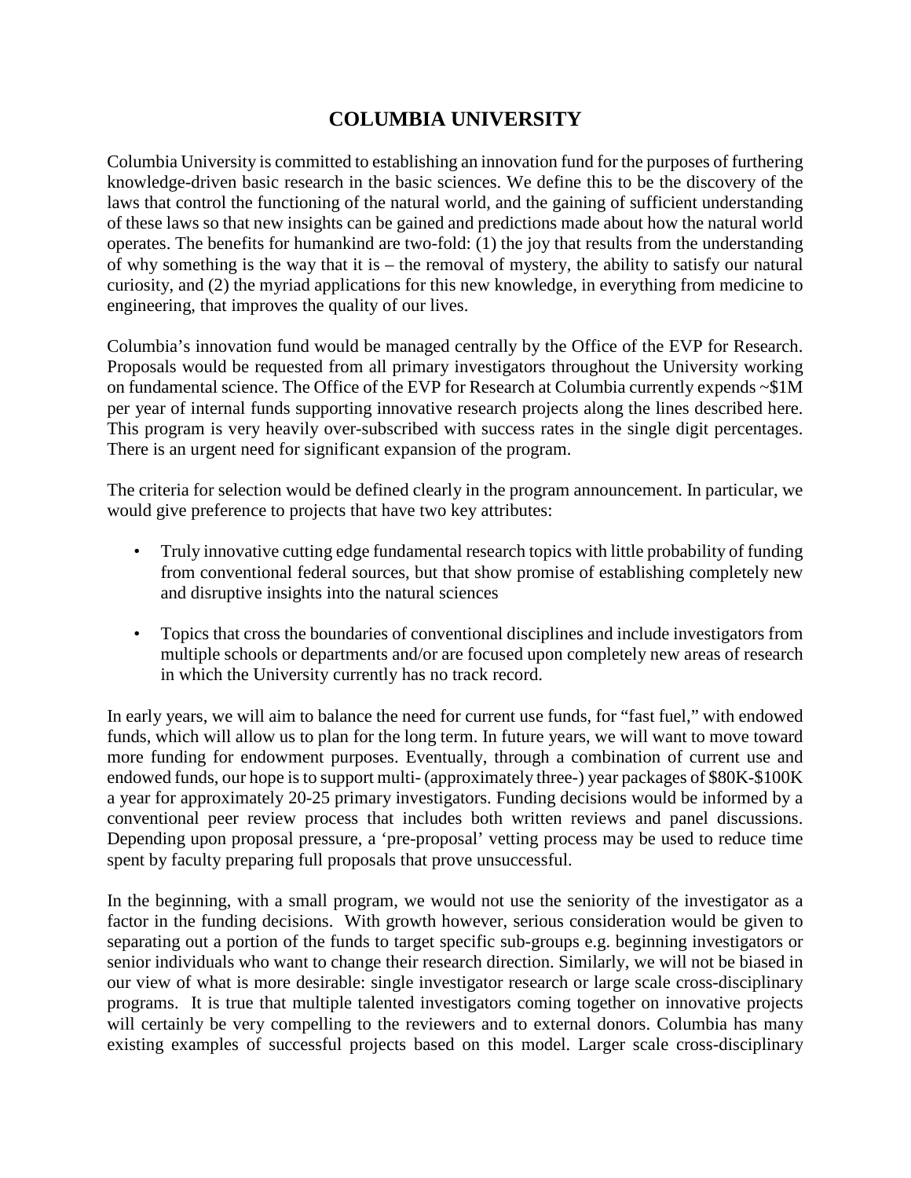# COLUMBIA UNIVERSITY

Columbia University is committed to establishing an innovation fund for the purposes of furthering knowledge-driven basic research in the basic sciences. We define this to be the discovery of the laws that control the functioning of the natural world, and the gaining of sufficient understanding of these laws so that new insights can be gained and predictions made about how the natural world operates. The benefits for humankind are two-fold: (1) the joy that results from the understanding of why something is the way that it is – the removal of mystery, the ability to satisfy our natural curiosity, and (2) the myriad applications for this new knowledge, in everything from medicine to engineering, that improves the quality of our lives.

Columbia's innovation fund would be managed centrally by the Office of the EVP for Research. Proposals would be requested from all primary investigators throughout the University working on fundamental science. The Office of the EVP for Research at Columbia currently expends ~$1M per year of internal funds supporting innovative research projects along the lines described here. This program is very heavily over-subscribed with success rates in the single digit percentages. There is an urgent need for significant expansion of the program.

The criteria for selection would be defined clearly in the program announcement. In particular, we would give preference to projects that have two key attributes:

- Truly innovative cutting edge fundamental research topics with little probability of funding from conventional federal sources, but that show promise of establishing completely new and disruptive insights into the natural sciences
- Topics that cross the boundaries of conventional disciplines and include investigators from multiple schools or departments and/or are focused upon completely new areas of research in which the University currently has no track record.

In early years, we will aim to balance the need for current use funds, for "fast fuel," with endowed funds, which will allow us to plan for the long term. In future years, we will want to move toward more funding for endowment purposes. Eventually, through a combination of current use and endowed funds, our hope is to support multi- (approximately three-) year packages of $80K-$100K a year for approximately 20-25 primary investigators. Funding decisions would be informed by a conventional peer review process that includes both written reviews and panel discussions. Depending upon proposal pressure, a 'pre-proposal' vetting process may be used to reduce time spent by faculty preparing full proposals that prove unsuccessful.

In the beginning, with a small program, we would not use the seniority of the investigator as a factor in the funding decisions. With growth however, serious consideration would be given to separating out a portion of the funds to target specific sub-groups e.g. beginning investigators or senior individuals who want to change their research direction. Similarly, we will not be biased in our view of what is more desirable: single investigator research or large scale cross-disciplinary programs. It is true that multiple talented investigators coming together on innovative projects will certainly be very compelling to the reviewers and to external donors. Columbia has many existing examples of successful projects based on this model. Larger scale cross-disciplinary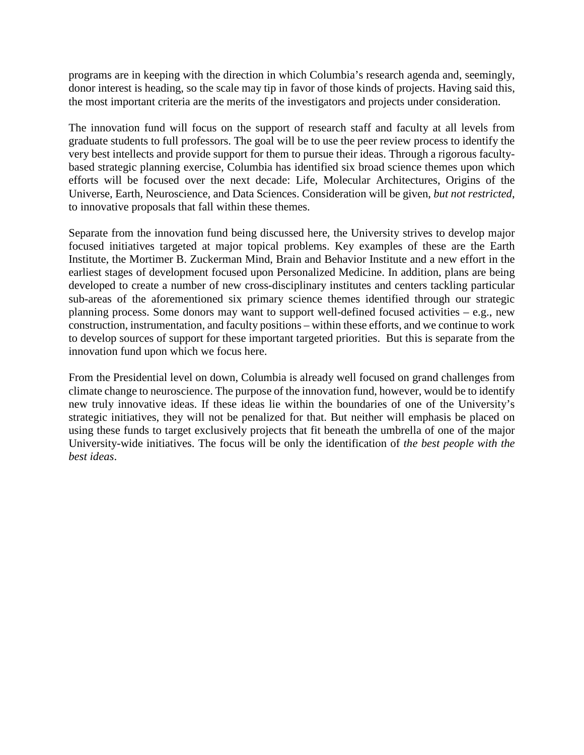programs are in keeping with the direction in which Columbia's research agenda and, seemingly, donor interest is heading, so the scale may tip in favor of those kinds of projects. Having said this, the most important criteria are the merits of the investigators and projects under consideration.

The innovation fund will focus on the support of research staff and faculty at all levels from graduate students to full professors. The goal will be to use the peer review process to identify the very best intellects and provide support for them to pursue their ideas. Through a rigorous faculty-based strategic planning exercise, Columbia has identified six broad science themes upon which efforts will be focused over the next decade: Life, Molecular Architectures, Origins of the Universe, Earth, Neuroscience, and Data Sciences. Consideration will be given, *but not restricted*, to innovative proposals that fall within these themes.

Separate from the innovation fund being discussed here, the University strives to develop major focused initiatives targeted at major topical problems. Key examples of these are the Earth Institute, the Mortimer B. Zuckerman Mind, Brain and Behavior Institute and a new effort in the earliest stages of development focused upon Personalized Medicine. In addition, plans are being developed to create a number of new cross-disciplinary institutes and centers tackling particular sub-areas of the aforementioned six primary science themes identified through our strategic planning process. Some donors may want to support well-defined focused activities – e.g., new construction, instrumentation, and faculty positions – within these efforts, and we continue to work to develop sources of support for these important targeted priorities. But this is separate from the innovation fund upon which we focus here.

From the Presidential level on down, Columbia is already well focused on grand challenges from climate change to neuroscience. The purpose of the innovation fund, however, would be to identify new truly innovative ideas. If these ideas lie within the boundaries of one of the University's strategic initiatives, they will not be penalized for that. But neither will emphasis be placed on using these funds to target exclusively projects that fit beneath the umbrella of one of the major University-wide initiatives. The focus will be only the identification of *the best people with the best ideas*.